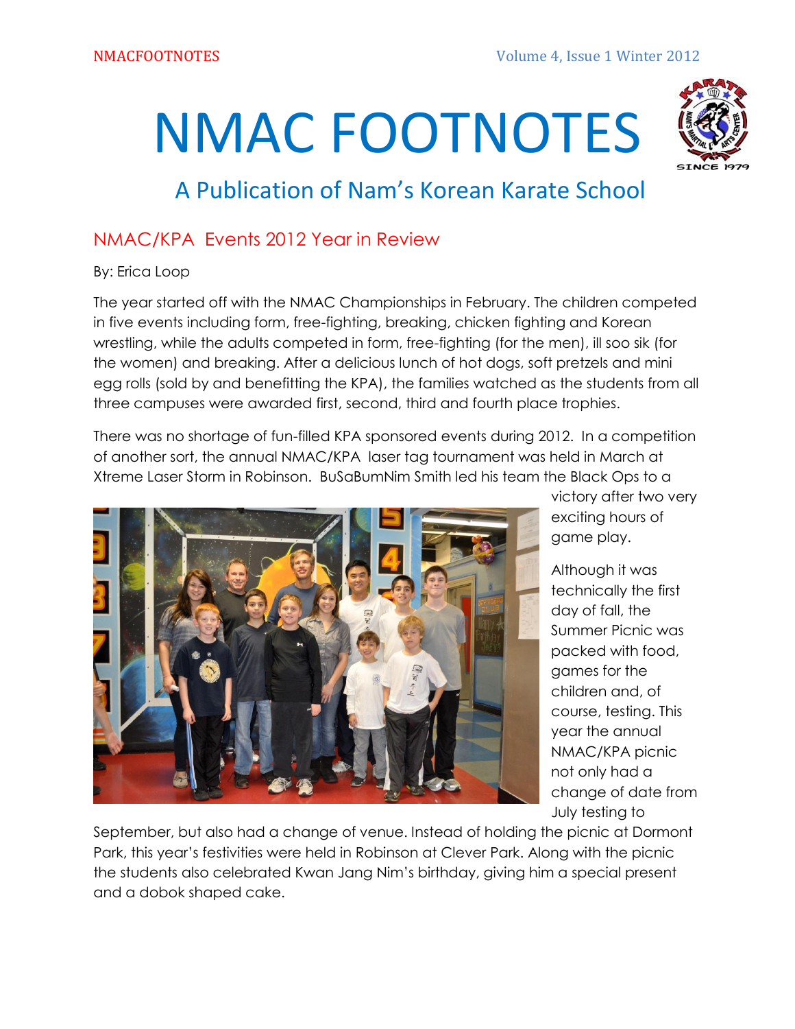# NMAC FOOTNOTES

## A Publication of Nam's Korean Karate School

### NMAC/KPA Events 2012 Year in Review

By: Erica Loop

The year started off with the NMAC Championships in February. The children competed in five events including form, free-fighting, breaking, chicken fighting and Korean wrestling, while the adults competed in form, free-fighting (for the men), ill soo sik (for the women) and breaking. After a delicious lunch of hot dogs, soft pretzels and mini egg rolls (sold by and benefitting the KPA), the families watched as the students from all three campuses were awarded first, second, third and fourth place trophies.

There was no shortage of fun-filled KPA sponsored events during 2012. In a competition of another sort, the annual NMAC/KPA laser tag tournament was held in March at Xtreme Laser Storm in Robinson. BuSaBumNim Smith led his team the Black Ops to a victory after two very exciting hours of game play.

Although it was technically the first day of fall, the Summer Picnic was packed with food, games for the children and, of course, testing. This year the annual NMAC/KPA picnic not only had a change of date from July testing to September, but also had a change of venue. Instead of holding the picnic at Dormont Park, this year's festivities were held in Robinson at Clever Park. Along with the picnic the students also celebrated Kwan Jang Nim's birthday, giving him a special present and a dobok shaped cake.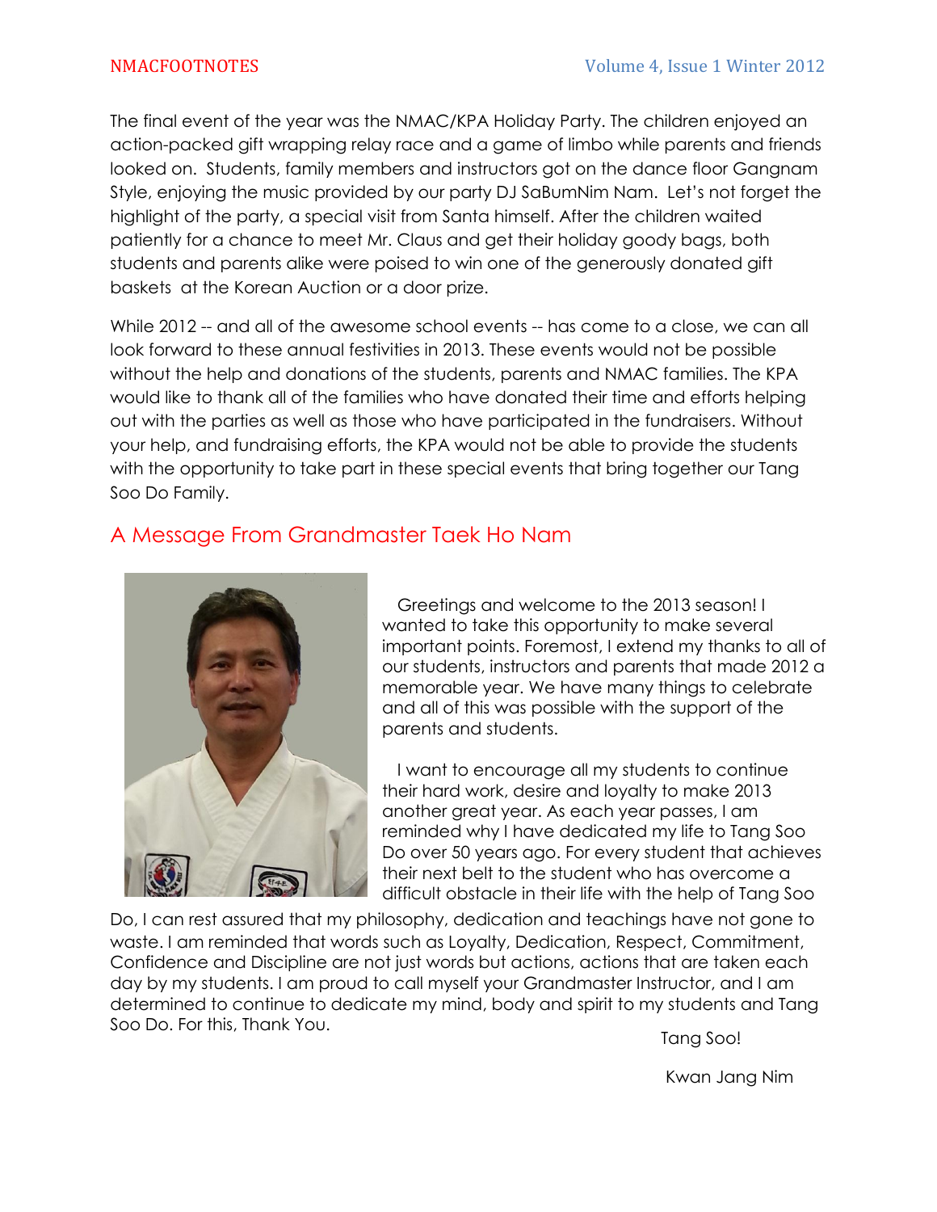The final event of the year was the NMAC/KPA Holiday Party. The children enjoyed an action-packed gift wrapping relay race and a game of limbo while parents and friends looked on. Students, family members and instructors got on the dance floor Gangnam Style, enjoying the music provided by our party DJ SaBumNim Nam. Let's not forget the highlight of the party, a special visit from Santa himself. After the children waited patiently for a chance to meet Mr. Claus and get their holiday goody bags, both students and parents alike were poised to win one of the generously donated gift baskets at the Korean Auction or a door prize.

While 2012 -- and all of the awesome school events -- has come to a close, we can all look forward to these annual festivities in 2013. These events would not be possible without the help and donations of the students, parents and NMAC families. The KPA would like to thank all of the families who have donated their time and efforts helping out with the parties as well as those who have participated in the fundraisers. Without your help, and fundraising efforts, the KPA would not be able to provide the students with the opportunity to take part in these special events that bring together our Tang Soo Do Family.

## A Message From Grandmaster Taek Ho Nam

Greetings and welcome to the 2013 season! I wanted to take this opportunity to make several important points. Foremost, I extend my thanks to all of our students, instructors and parents that made 2012 a memorable year. We have many things to celebrate and all of this was possible with the support of the parents and students.

I want to encourage all my students to continue their hard work, desire and loyalty to make 2013 another great year. As each year passes, I am reminded why I have dedicated my life to Tang Soo Do over 50 years ago. For every student that achieves their next belt to the student who has overcome a difficult obstacle in their life with the help of Tang Soo Do, I can rest assured that my philosophy, dedication and teachings have not gone to waste. I am reminded that words such as Loyalty, Dedication, Respect, Commitment, Confidence and Discipline are not just words but actions, actions that are taken each day by my students. I am proud to call myself your Grandmaster Instructor, and I am determined to continue to dedicate my mind, body and spirit to my students and Tang Soo Do. For this, Thank You.

Tang Soo!

Kwan Jang Nim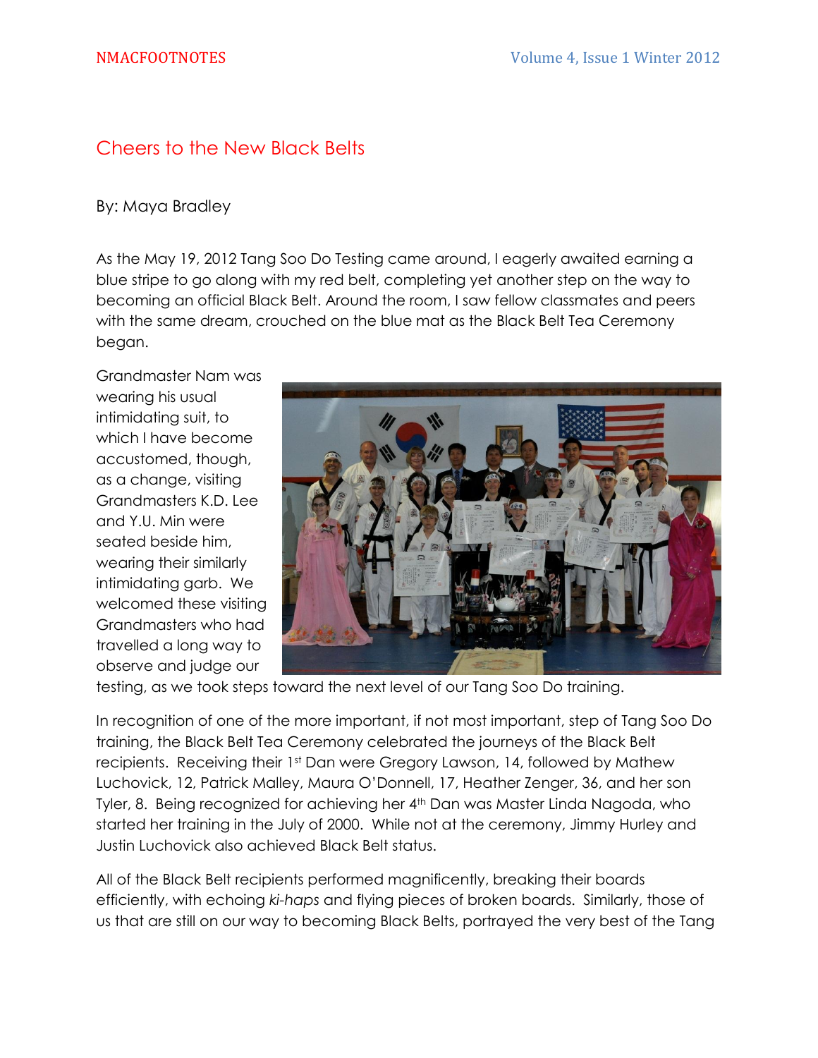## Cheers to the New Black Belts

By: Maya Bradley

As the May 19, 2012 Tang Soo Do Testing came around, I eagerly awaited earning a blue stripe to go along with my red belt, completing yet another step on the way to becoming an official Black Belt. Around the room, I saw fellow classmates and peers with the same dream, crouched on the blue mat as the Black Belt Tea Ceremony began.

Grandmaster Nam was wearing his usual intimidating suit, to which I have become accustomed, though, as a change, visiting Grandmasters K.D. Lee and Y.U. Min were seated beside him, wearing their similarly intimidating garb. We welcomed these visiting Grandmasters who had travelled a long way to observe and judge our testing, as we took steps toward the next level of our Tang Soo Do training.

In recognition of one of the more important, if not most important, step of Tang Soo Do training, the Black Belt Tea Ceremony celebrated the journeys of the Black Belt recipients. Receiving their 1st Dan were Gregory Lawson, 14, followed by Mathew Luchovick, 12, Patrick Malley, Maura O'Donnell, 17, Heather Zenger, 36, and her son Tyler, 8. Being recognized for achieving her 4th Dan was Master Linda Nagoda, who started her training in the July of 2000. While not at the ceremony, Jimmy Hurley and Justin Luchovick also achieved Black Belt status.

All of the Black Belt recipients performed magnificently, breaking their boards efficiently, with echoing *ki-haps* and flying pieces of broken boards. Similarly, those of us that are still on our way to becoming Black Belts, portrayed the very best of the Tang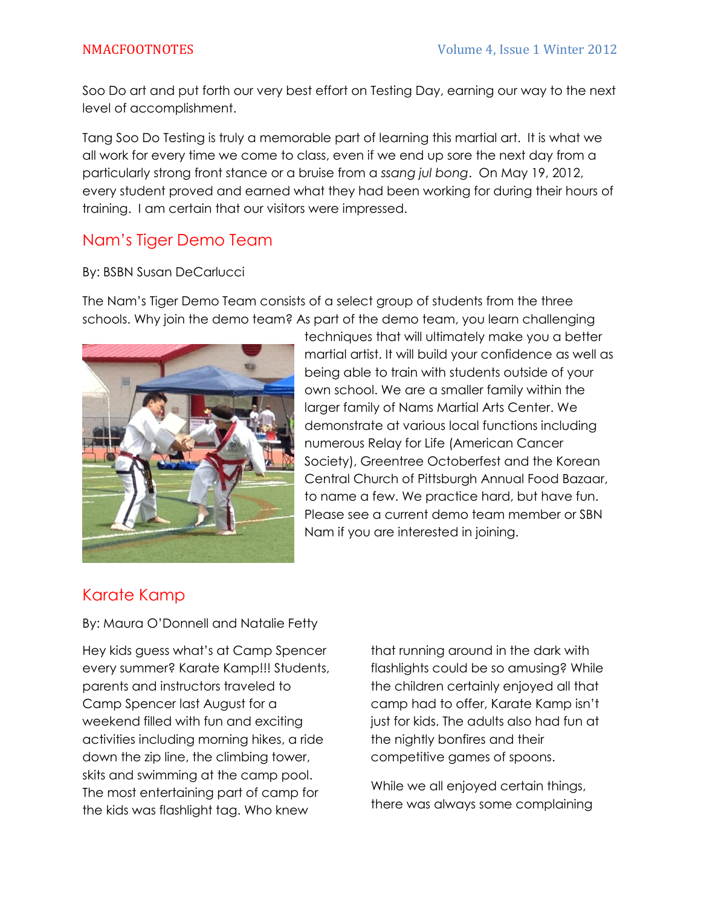Soo Do art and put forth our very best effort on Testing Day, earning our way to the next level of accomplishment.

Tang Soo Do Testing is truly a memorable part of learning this martial art. It is what we all work for every time we come to class, even if we end up sore the next day from a particularly strong front stance or a bruise from a *ssang jul bong*. On May 19, 2012, every student proved and earned what they had been working for during their hours of training. I am certain that our visitors were impressed.

## Nam's Tiger Demo Team

By: BSBN Susan DeCarlucci

The Nam's Tiger Demo Team consists of a select group of students from the three schools. Why join the demo team? As part of the demo team, you learn challenging techniques that will ultimately make you a better martial artist. It will build your confidence as well as being able to train with students outside of your own school. We are a smaller family within the larger family of Nams Martial Arts Center. We demonstrate at various local functions including numerous Relay for Life (American Cancer Society), Greentree Octoberfest and the Korean Central Church of Pittsburgh Annual Food Bazaar, to name a few. We practice hard, but have fun. Please see a current demo team member or SBN Nam if you are interested in joining.

## Karate Kamp

By: Maura O'Donnell and Natalie Fetty

Hey kids guess what's at Camp Spencer every summer? Karate Kamp!!! Students, parents and instructors traveled to Camp Spencer last August for a weekend filled with fun and exciting activities including morning hikes, a ride down the zip line, the climbing tower, skits and swimming at the camp pool. The most entertaining part of camp for the kids was flashlight tag. Who knew that running around in the dark with flashlights could be so amusing? While the children certainly enjoyed all that camp had to offer, Karate Kamp isn't just for kids. The adults also had fun at the nightly bonfires and their competitive games of spoons.

While we all enjoyed certain things, there was always some complaining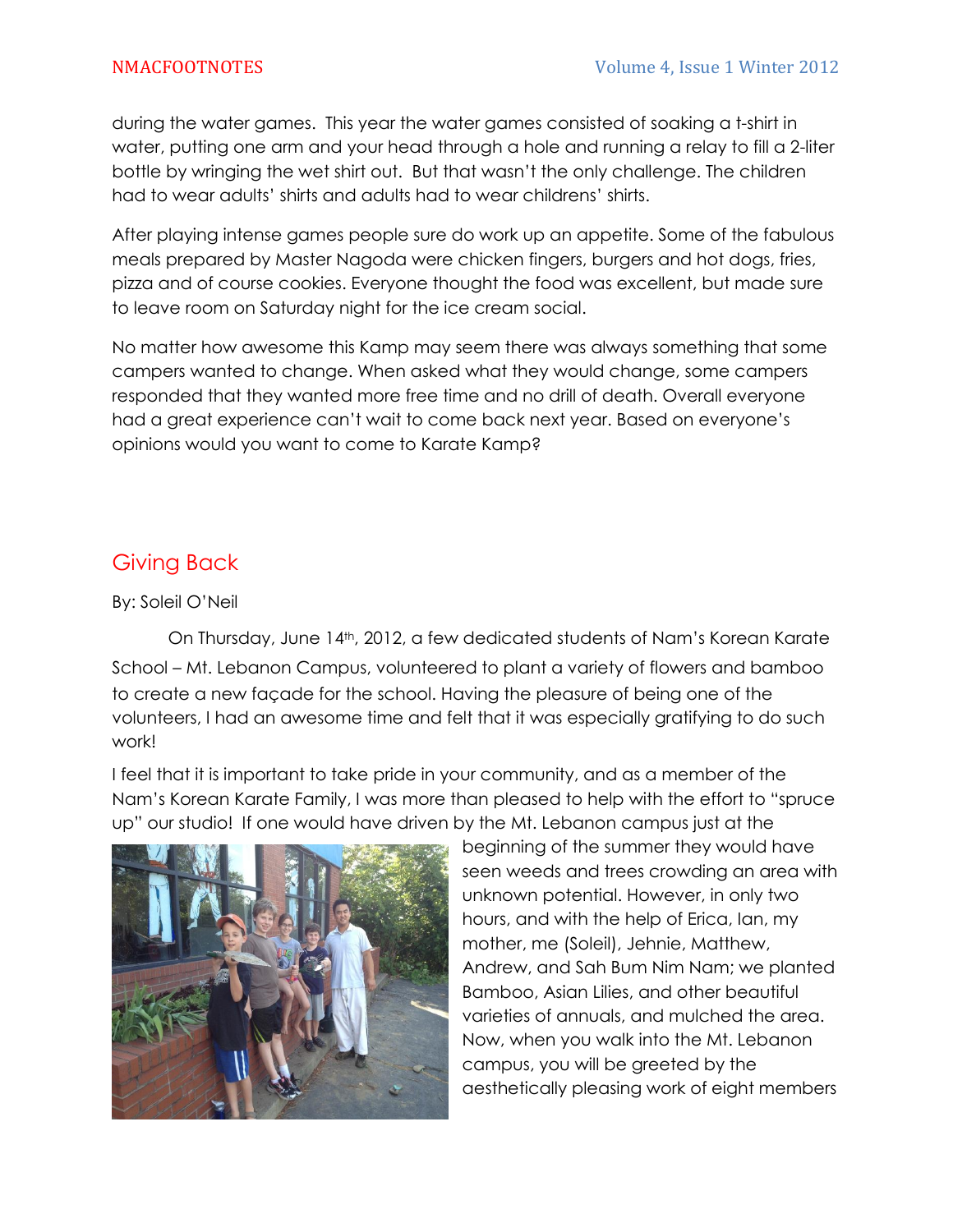during the water games. This year the water games consisted of soaking a t-shirt in water, putting one arm and your head through a hole and running a relay to fill a 2-liter bottle by wringing the wet shirt out. But that wasn't the only challenge. The children had to wear adults' shirts and adults had to wear childrens' shirts.

After playing intense games people sure do work up an appetite. Some of the fabulous meals prepared by Master Nagoda were chicken fingers, burgers and hot dogs, fries, pizza and of course cookies. Everyone thought the food was excellent, but made sure to leave room on Saturday night for the ice cream social.

No matter how awesome this Kamp may seem there was always something that some campers wanted to change. When asked what they would change, some campers responded that they wanted more free time and no drill of death. Overall everyone had a great experience can't wait to come back next year. Based on everyone's opinions would you want to come to Karate Kamp?

## Giving Back

By: Soleil O'Neil

On Thursday, June 14th, 2012, a few dedicated students of Nam's Korean Karate School – Mt. Lebanon Campus, volunteered to plant a variety of flowers and bamboo to create a new façade for the school. Having the pleasure of being one of the volunteers, I had an awesome time and felt that it was especially gratifying to do such work!

I feel that it is important to take pride in your community, and as a member of the Nam's Korean Karate Family, I was more than pleased to help with the effort to "spruce up" our studio! If one would have driven by the Mt. Lebanon campus just at the beginning of the summer they would have seen weeds and trees crowding an area with unknown potential. However, in only two hours, and with the help of Erica, Ian, my mother, me (Soleil), Jehnie, Matthew, Andrew, and Sah Bum Nim Nam; we planted Bamboo, Asian Lilies, and other beautiful varieties of annuals, and mulched the area. Now, when you walk into the Mt. Lebanon campus, you will be greeted by the aesthetically pleasing work of eight members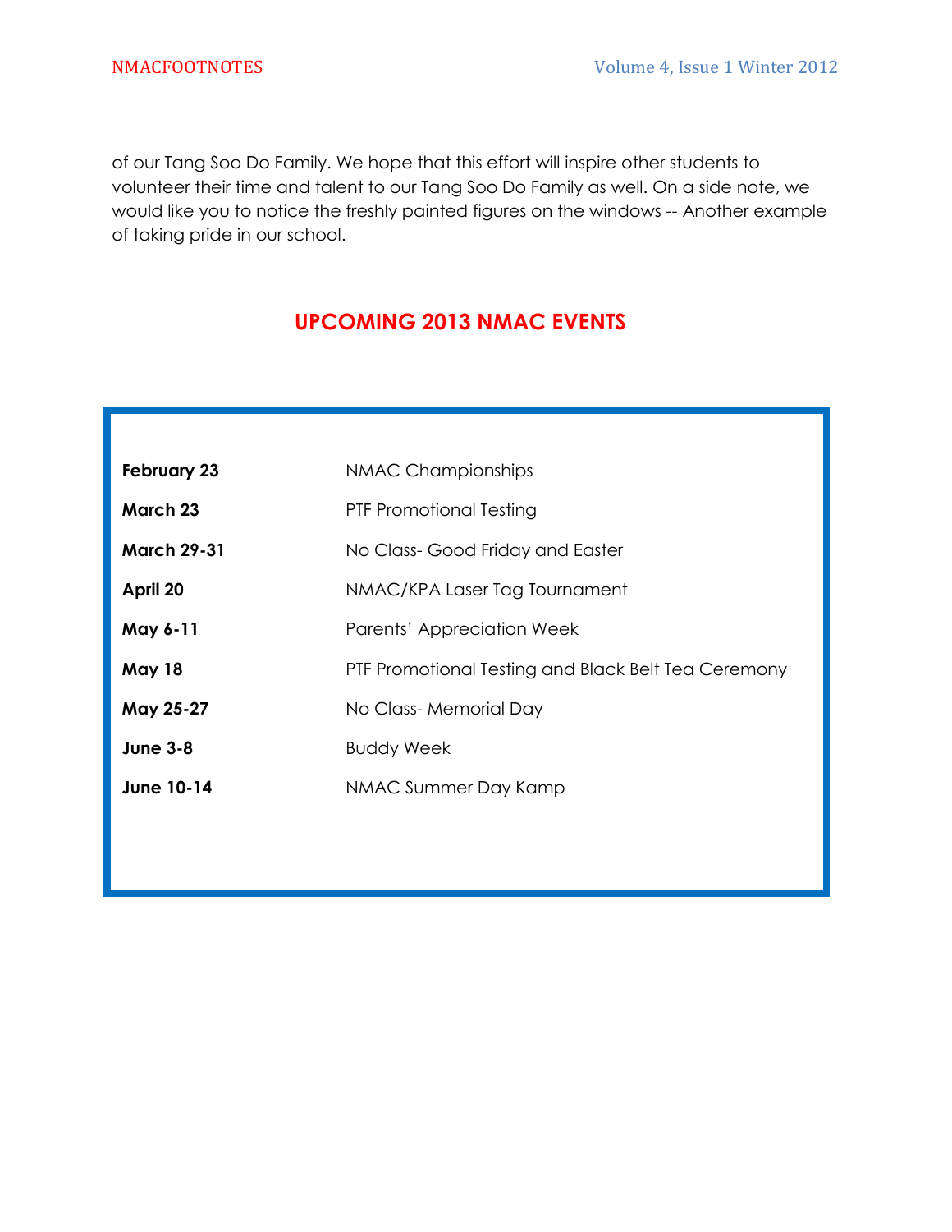of our Tang Soo Do Family. We hope that this effort will inspire other students to volunteer their time and talent to our Tang Soo Do Family as well. On a side note, we would like you to notice the freshly painted figures on the windows -- Another example of taking pride in our school.

## UPCOMING 2013 NMAC EVENTS

| | |
|---|---|
| **February 23** | NMAC Championships |
| **March 23** | PTF Promotional Testing |
| **March 29-31** | No Class- Good Friday and Easter |
| **April 20** | NMAC/KPA Laser Tag Tournament |
| **May 6-11** | Parents' Appreciation Week |
| **May 18** | PTF Promotional Testing and Black Belt Tea Ceremony |
| **May 25-27** | No Class- Memorial Day |
| **June 3-8** | Buddy Week |
| **June 10-14** | NMAC Summer Day Kamp |